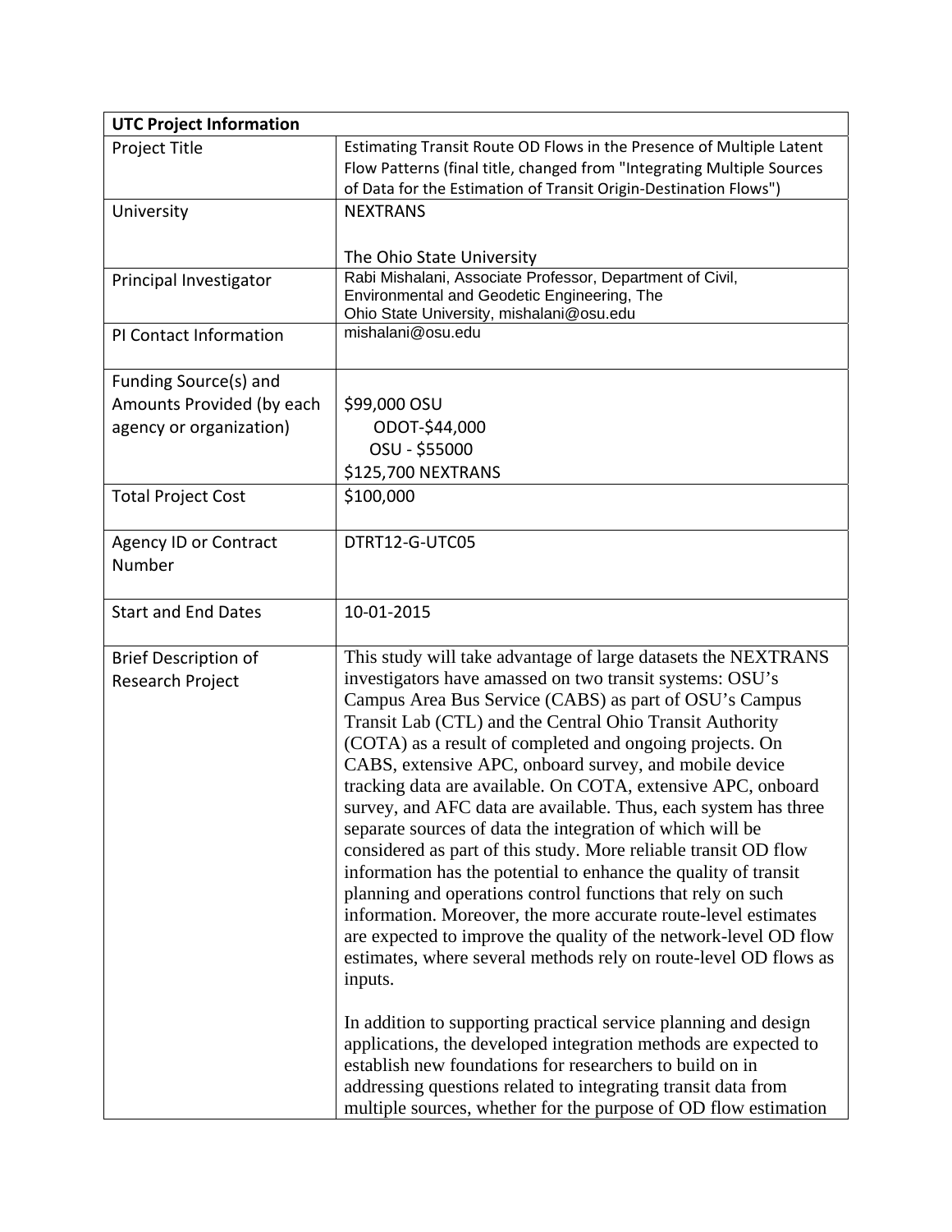| UTC Project Information | |
|---|---|
| Project Title | Estimating Transit Route OD Flows in the Presence of Multiple Latent Flow Patterns (final title, changed from "Integrating Multiple Sources of Data for the Estimation of Transit Origin-Destination Flows") |
| University | NEXTRANS<br><br>The Ohio State University |
| Principal Investigator | Rabi Mishalani, Associate Professor, Department of Civil, Environmental and Geodetic Engineering, The Ohio State University, mishalani@osu.edu |
| PI Contact Information | mishalani@osu.edu |
| Funding Source(s) and Amounts Provided (by each agency or organization) | \$99,000 OSU<br>ODOT-\$44,000<br>OSU - \$55000<br>\$125,700 NEXTRANS |
| Total Project Cost | \$100,000 |
| Agency ID or Contract Number | DTRT12-G-UTC05 |
| Start and End Dates | 10-01-2015 |
| Brief Description of Research Project | This study will take advantage of large datasets the NEXTRANS investigators have amassed on two transit systems: OSU's Campus Area Bus Service (CABS) as part of OSU's Campus Transit Lab (CTL) and the Central Ohio Transit Authority (COTA) as a result of completed and ongoing projects. On CABS, extensive APC, onboard survey, and mobile device tracking data are available. On COTA, extensive APC, onboard survey, and AFC data are available. Thus, each system has three separate sources of data the integration of which will be considered as part of this study. More reliable transit OD flow information has the potential to enhance the quality of transit planning and operations control functions that rely on such information. Moreover, the more accurate route-level estimates are expected to improve the quality of the network-level OD flow estimates, where several methods rely on route-level OD flows as inputs.<br><br>In addition to supporting practical service planning and design applications, the developed integration methods are expected to establish new foundations for researchers to build on in addressing questions related to integrating transit data from multiple sources, whether for the purpose of OD flow estimation |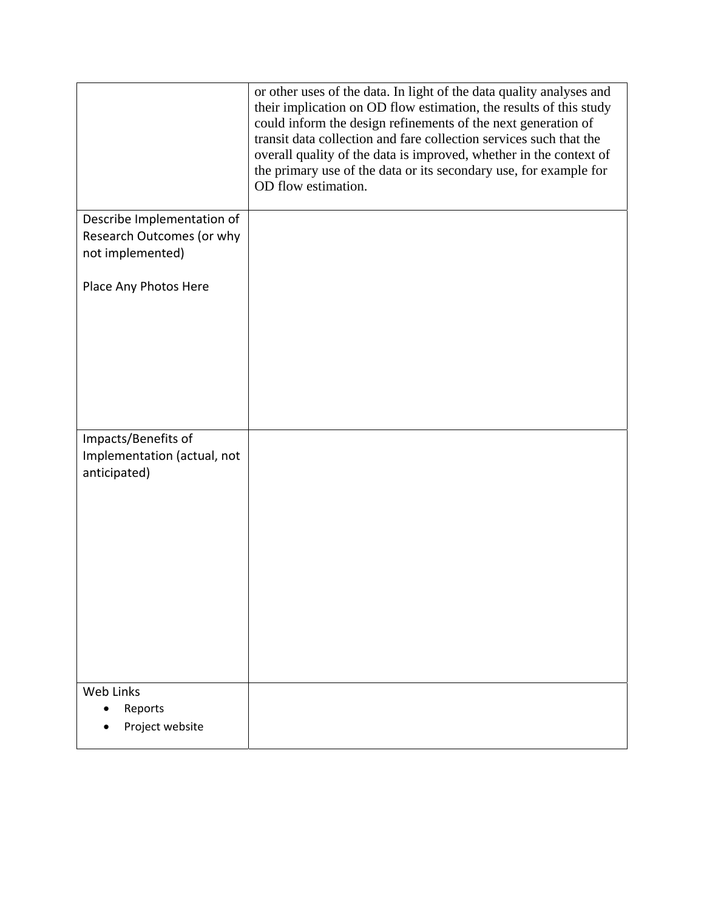| | |
|---|---|
| | or other uses of the data. In light of the data quality analyses and their implication on OD flow estimation, the results of this study could inform the design refinements of the next generation of transit data collection and fare collection services such that the overall quality of the data is improved, whether in the context of the primary use of the data or its secondary use, for example for OD flow estimation. |
| Describe Implementation of Research Outcomes (or why not implemented)<br><br>Place Any Photos Here | |
| Impacts/Benefits of Implementation (actual, not anticipated) | |
| Web Links<br>• Reports<br>• Project website | |